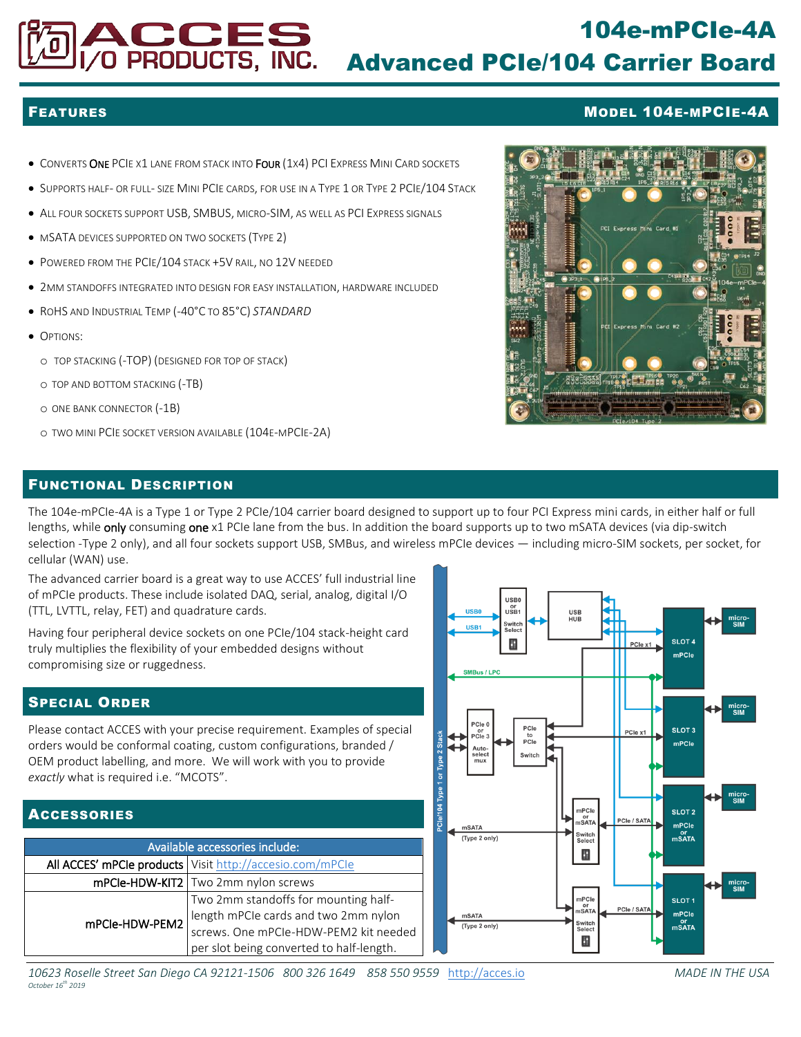# 104e-mPCIe-4A Advanced PCIe/104 Carrier Board

## Features

**Model 104e-mPCIe-4A**

- Converts **One** PCIe x1 lane from stack into **Four** (1x4) PCI Express Mini Card sockets
- Supports half- or full- size Mini PCIe cards, for use in a Type 1 or Type 2 PCIe/104 Stack
- All four sockets support USB, SMBUS, micro-SIM, as well as PCI Express signals
- mSATA devices supported on two sockets (Type 2)
- Powered from the PCIe/104 stack +5V rail, no 12V needed
- 2mm standoffs integrated into design for easy installation, hardware included
- RoHS and Industrial Temp (-40°C to 85°C) *standard*
- Options:
  - Top stacking (-TOP) (designed for top of stack)
  - Top and bottom stacking (-TB)
  - One bank connector (-1B)
  - Two mini PCIe socket version available (104e-mPCIe-2A)

## Functional Description

The 104e-mPCIe-4A is a Type 1 or Type 2 PCIe/104 carrier board designed to support up to four PCI Express mini cards, in either half or full lengths, while **only** consuming **one** x1 PCIe lane from the bus. In addition the board supports up to two mSATA devices (via dip-switch selection -Type 2 only), and all four sockets support USB, SMBus, and wireless mPCIe devices — including micro-SIM sockets, per socket, for cellular (WAN) use.

The advanced carrier board is a great way to use ACCES' full industrial line of mPCIe products. These include isolated DAQ, serial, analog, digital I/O (TTL, LVTTL, relay, FET) and quadrature cards.

Having four peripheral device sockets on one PCIe/104 stack-height card truly multiplies the flexibility of your embedded designs without compromising size or ruggedness.

## Special Order

Please contact ACCES with your precise requirement. Examples of special orders would be conformal coating, custom configurations, branded / OEM product labelling, and more. We will work with you to provide *exactly* what is required i.e. "MCOTS".

## Accessories

| Available accessories include: | |
|---|---|
| All ACCES' mPCIe products | Visit http://accesio.com/mPCIe |
| mPCIe-HDW-KIT2 | Two 2mm nylon screws |
| mPCIe-HDW-PEM2 | Two 2mm standoffs for mounting half-length mPCIe cards and two 2mm nylon screws. One mPCIe-HDW-PEM2 kit needed per slot being converted to half-length. |

10623 Roselle Street San Diego CA 92121-1506 800 326 1649 858 550 9559 http://acces.io MADE IN THE USA

*October 16th 2019*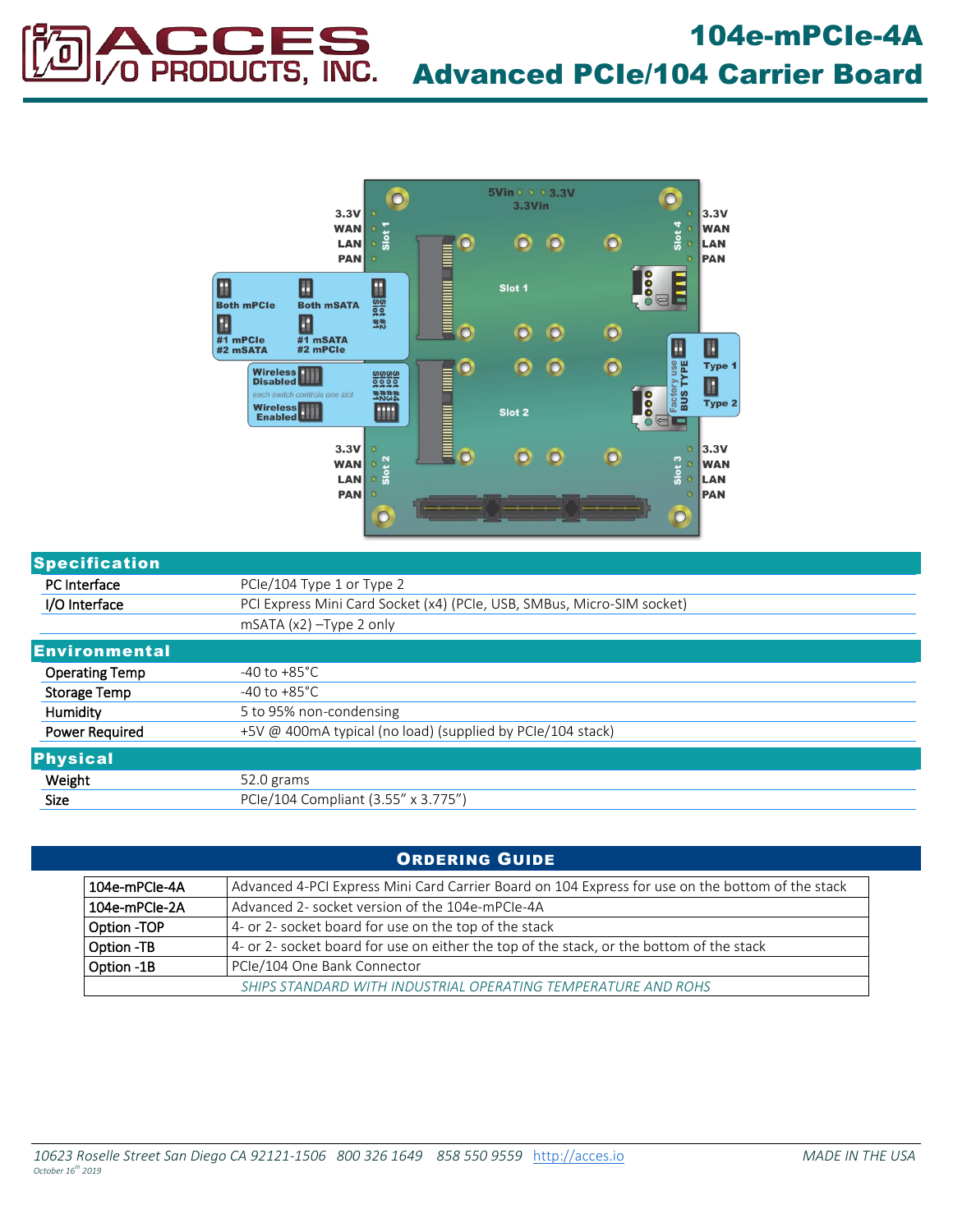# 104e-mPCIe-4A

## Advanced PCIe/104 Carrier Board

## Specification

| | |
|---|---|
| PC Interface | PCIe/104 Type 1 or Type 2 |
| I/O Interface | PCI Express Mini Card Socket (x4) (PCIe, USB, SMBus, Micro-SIM socket) |
| | mSATA (x2) –Type 2 only |

## Environmental

| | |
|---|---|
| Operating Temp | -40 to +85°C |
| Storage Temp | -40 to +85°C |
| Humidity | 5 to 95% non-condensing |
| Power Required | +5V @ 400mA typical (no load) (supplied by PCIe/104 stack) |

## Physical

| | |
|---|---|
| Weight | 52.0 grams |
| Size | PCIe/104 Compliant (3.55" x 3.775") |

## Ordering Guide

| | |
|---|---|
| 104e-mPCIe-4A | Advanced 4-PCI Express Mini Card Carrier Board on 104 Express for use on the bottom of the stack |
| 104e-mPCIe-2A | Advanced 2- socket version of the 104e-mPCIe-4A |
| Option -TOP | 4- or 2- socket board for use on the top of the stack |
| Option -TB | 4- or 2- socket board for use on either the top of the stack, or the bottom of the stack |
| Option -1B | PCIe/104 One Bank Connector |

*SHIPS STANDARD WITH INDUSTRIAL OPERATING TEMPERATURE AND ROHS*

*10623 Roselle Street San Diego CA 92121-1506 800 326 1649 858 550 9559* http://acces.io *MADE IN THE USA*

*October 16th 2019*